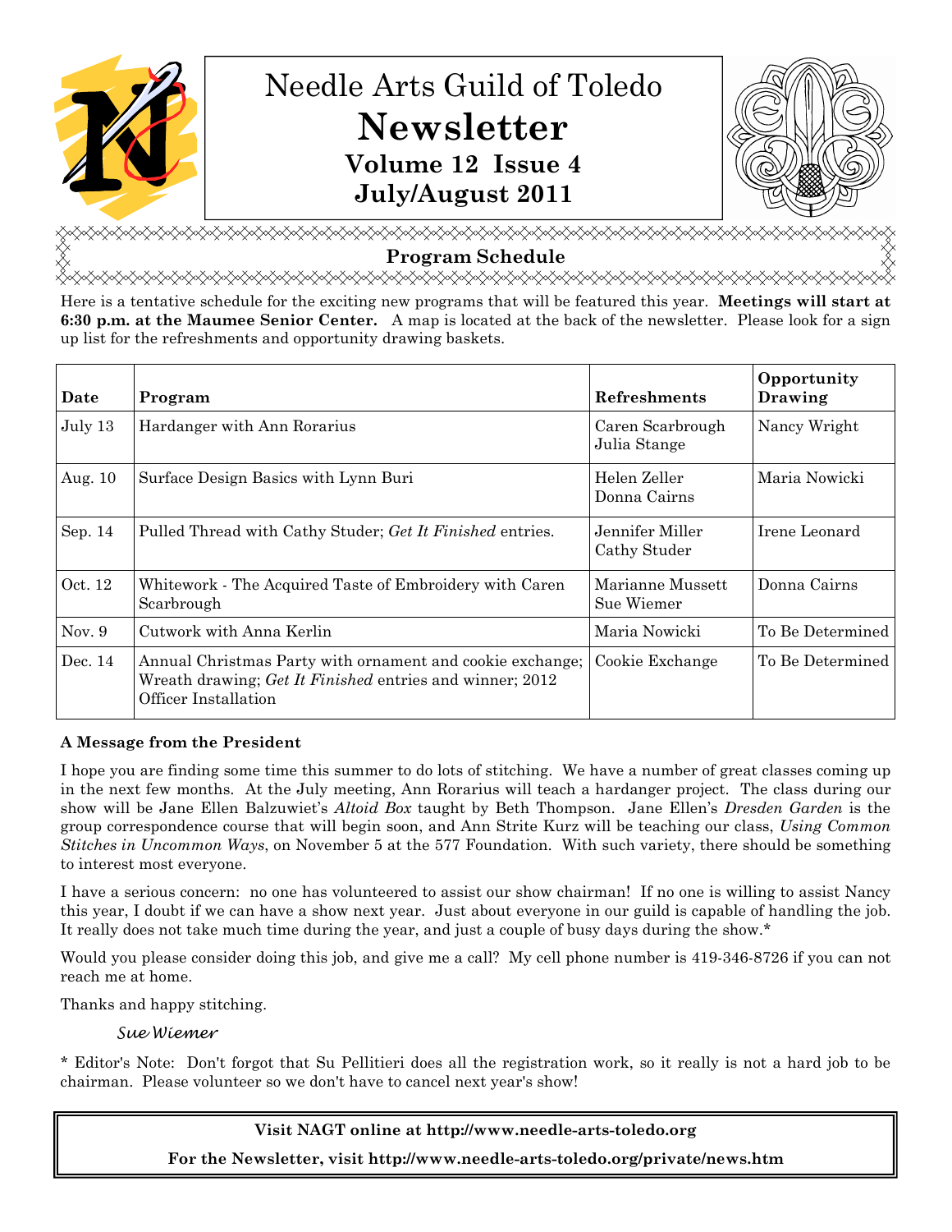# Needle Arts Guild of Toledo

# Newsletter

**Volume 12 Issue 4**

**July/August 2011**

## Program Schedule

Here is a tentative schedule for the exciting new programs that will be featured this year. **Meetings will start at 6:30 p.m. at the Maumee Senior Center.** A map is located at the back of the newsletter. Please look for a sign up list for the refreshments and opportunity drawing baskets.

| Date | Program | Refreshments | Opportunity Drawing |
|---|---|---|---|
| July 13 | Hardanger with Ann Rorarius | Caren Scarbrough<br>Julia Stange | Nancy Wright |
| Aug. 10 | Surface Design Basics with Lynn Buri | Helen Zeller<br>Donna Cairns | Maria Nowicki |
| Sep. 14 | Pulled Thread with Cathy Studer; *Get It Finished* entries. | Jennifer Miller<br>Cathy Studer | Irene Leonard |
| Oct. 12 | Whitework - The Acquired Taste of Embroidery with Caren Scarbrough | Marianne Mussett<br>Sue Wiemer | Donna Cairns |
| Nov. 9 | Cutwork with Anna Kerlin | Maria Nowicki | To Be Determined |
| Dec. 14 | Annual Christmas Party with ornament and cookie exchange; Wreath drawing; *Get It Finished* entries and winner; 2012 Officer Installation | Cookie Exchange | To Be Determined |

**A Message from the President**

I hope you are finding some time this summer to do lots of stitching. We have a number of great classes coming up in the next few months. At the July meeting, Ann Rorarius will teach a hardanger project. The class during our show will be Jane Ellen Balzuwiet's *Altoid Box* taught by Beth Thompson. Jane Ellen's *Dresden Garden* is the group correspondence course that will begin soon, and Ann Strite Kurz will be teaching our class, *Using Common Stitches in Uncommon Ways*, on November 5 at the 577 Foundation. With such variety, there should be something to interest most everyone.

I have a serious concern: no one has volunteered to assist our show chairman! If no one is willing to assist Nancy this year, I doubt if we can have a show next year. Just about everyone in our guild is capable of handling the job. It really does not take much time during the year, and just a couple of busy days during the show.*

Would you please consider doing this job, and give me a call? My cell phone number is 419-346-8726 if you can not reach me at home.

Thanks and happy stitching.

*Sue Wiemer*

* Editor's Note: Don't forgot that Su Pellitieri does all the registration work, so it really is not a hard job to be chairman. Please volunteer so we don't have to cancel next year's show!

**Visit NAGT online at http://www.needle-arts-toledo.org**

**For the Newsletter, visit http://www.needle-arts-toledo.org/private/news.htm**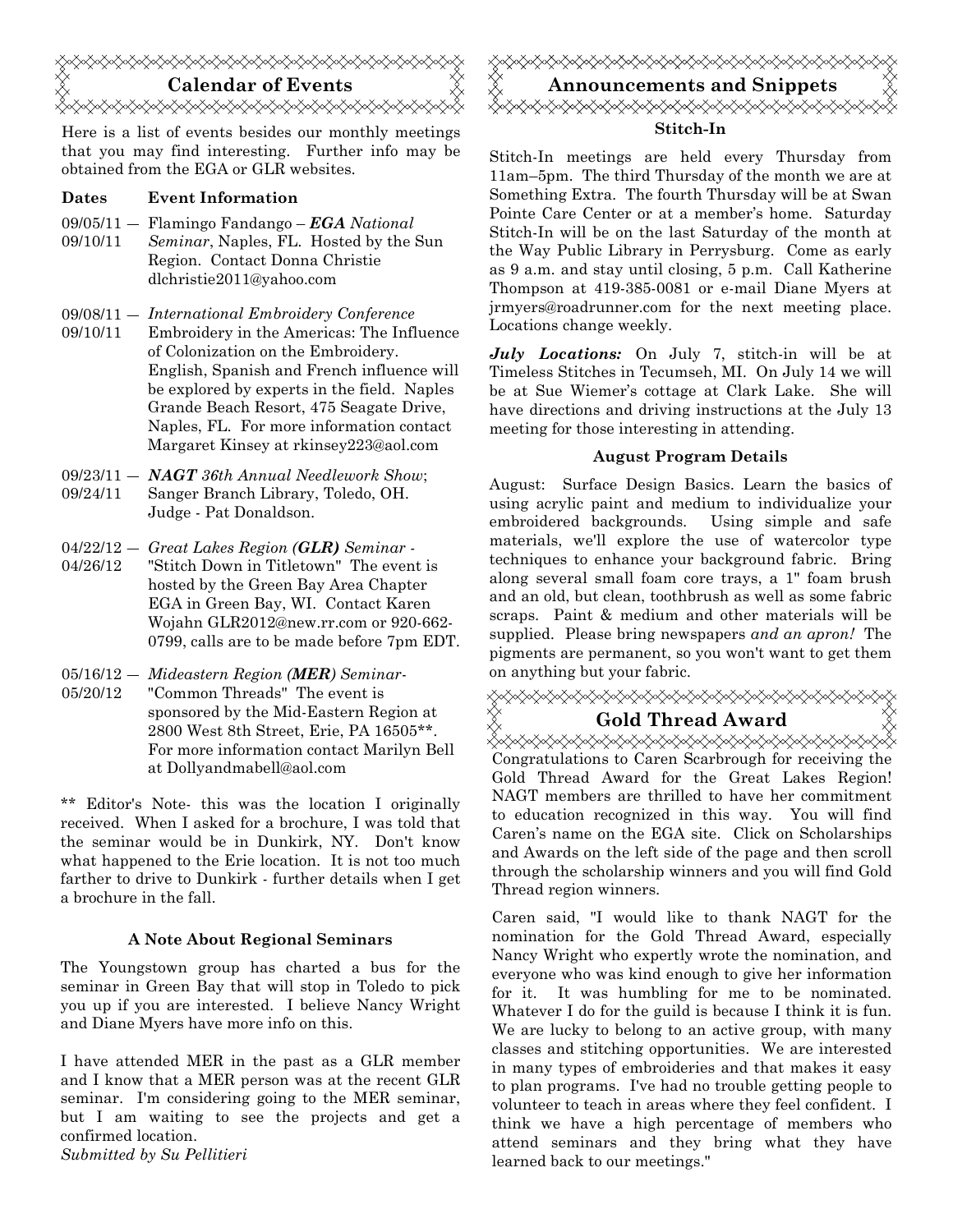## Calendar of Events

Here is a list of events besides our monthly meetings that you may find interesting. Further info may be obtained from the EGA or GLR websites.

| Dates | Event Information |
|---|---|
| 09/05/11 — 09/10/11 | Flamingo Fandango – ***EGA** National Seminar*, Naples, FL. Hosted by the Sun Region. Contact Donna Christie dlchristie2011@yahoo.com |
| 09/08/11 — 09/10/11 | *International Embroidery Conference* Embroidery in the Americas: The Influence of Colonization on the Embroidery. English, Spanish and French influence will be explored by experts in the field. Naples Grande Beach Resort, 475 Seagate Drive, Naples, FL. For more information contact Margaret Kinsey at rkinsey223@aol.com |
| 09/23/11 — 09/24/11 | ***NAGT** 36th Annual Needlework Show*; Sanger Branch Library, Toledo, OH. Judge - Pat Donaldson. |
| 04/22/12 — 04/26/12 | *Great Lakes Region **(GLR)** Seminar* - "Stitch Down in Titletown" The event is hosted by the Green Bay Area Chapter EGA in Green Bay, WI. Contact Karen Wojahn GLR2012@new.rr.com or 920-662-0799, calls are to be made before 7pm EDT. |
| 05/16/12 — 05/20/12 | *Mideastern Region **(MER)** Seminar*- "Common Threads" The event is sponsored by the Mid-Eastern Region at 2800 West 8th Street, Erie, PA 16505**. For more information contact Marilyn Bell at Dollyandmabell@aol.com |

** Editor's Note- this was the location I originally received. When I asked for a brochure, I was told that the seminar would be in Dunkirk, NY. Don't know what happened to the Erie location. It is not too much farther to drive to Dunkirk - further details when I get a brochure in the fall.

### A Note About Regional Seminars

The Youngstown group has charted a bus for the seminar in Green Bay that will stop in Toledo to pick you up if you are interested. I believe Nancy Wright and Diane Myers have more info on this.

I have attended MER in the past as a GLR member and I know that a MER person was at the recent GLR seminar. I'm considering going to the MER seminar, but I am waiting to see the projects and get a confirmed location.

*Submitted by Su Pellitieri*

## Announcements and Snippets

### Stitch-In

Stitch-In meetings are held every Thursday from 11am–5pm. The third Thursday of the month we are at Something Extra. The fourth Thursday will be at Swan Pointe Care Center or at a member's home. Saturday Stitch-In will be on the last Saturday of the month at the Way Public Library in Perrysburg. Come as early as 9 a.m. and stay until closing, 5 p.m. Call Katherine Thompson at 419-385-0081 or e-mail Diane Myers at jrmyers@roadrunner.com for the next meeting place. Locations change weekly.

***July Locations:*** On July 7, stitch-in will be at Timeless Stitches in Tecumseh, MI. On July 14 we will be at Sue Wiemer's cottage at Clark Lake. She will have directions and driving instructions at the July 13 meeting for those interesting in attending.

### August Program Details

August: Surface Design Basics. Learn the basics of using acrylic paint and medium to individualize your embroidered backgrounds. Using simple and safe materials, we'll explore the use of watercolor type techniques to enhance your background fabric. Bring along several small foam core trays, a 1" foam brush and an old, but clean, toothbrush as well as some fabric scraps. Paint & medium and other materials will be supplied. Please bring newspapers *and an apron!* The pigments are permanent, so you won't want to get them on anything but your fabric.

## Gold Thread Award

Congratulations to Caren Scarbrough for receiving the Gold Thread Award for the Great Lakes Region! NAGT members are thrilled to have her commitment to education recognized in this way. You will find Caren's name on the EGA site. Click on Scholarships and Awards on the left side of the page and then scroll through the scholarship winners and you will find Gold Thread region winners.

Caren said, "I would like to thank NAGT for the nomination for the Gold Thread Award, especially Nancy Wright who expertly wrote the nomination, and everyone who was kind enough to give her information for it. It was humbling for me to be nominated. Whatever I do for the guild is because I think it is fun. We are lucky to belong to an active group, with many classes and stitching opportunities. We are interested in many types of embroideries and that makes it easy to plan programs. I've had no trouble getting people to volunteer to teach in areas where they feel confident. I think we have a high percentage of members who attend seminars and they bring what they have learned back to our meetings."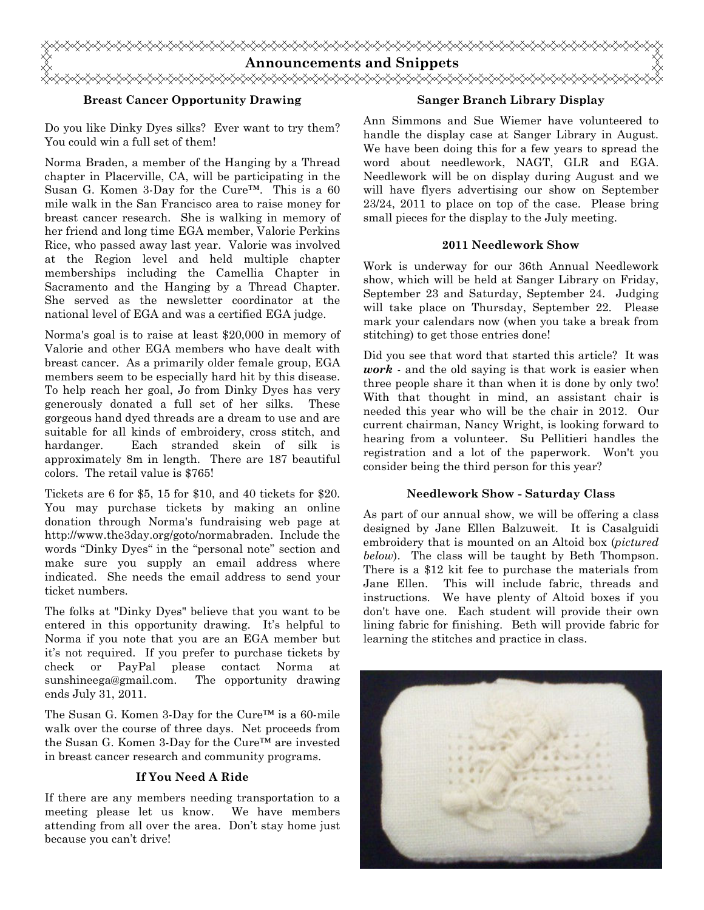# Announcements and Snippets

### Breast Cancer Opportunity Drawing

Do you like Dinky Dyes silks? Ever want to try them? You could win a full set of them!

Norma Braden, a member of the Hanging by a Thread chapter in Placerville, CA, will be participating in the Susan G. Komen 3-Day for the Cure™. This is a 60 mile walk in the San Francisco area to raise money for breast cancer research. She is walking in memory of her friend and long time EGA member, Valorie Perkins Rice, who passed away last year. Valorie was involved at the Region level and held multiple chapter memberships including the Camellia Chapter in Sacramento and the Hanging by a Thread Chapter. She served as the newsletter coordinator at the national level of EGA and was a certified EGA judge.

Norma's goal is to raise at least $20,000 in memory of Valorie and other EGA members who have dealt with breast cancer. As a primarily older female group, EGA members seem to be especially hard hit by this disease. To help reach her goal, Jo from Dinky Dyes has very generously donated a full set of her silks. These gorgeous hand dyed threads are a dream to use and are suitable for all kinds of embroidery, cross stitch, and hardanger. Each stranded skein of silk is approximately 8m in length. There are 187 beautiful colors. The retail value is $765!

Tickets are 6 for $5, 15 for $10, and 40 tickets for $20. You may purchase tickets by making an online donation through Norma's fundraising web page at http://www.the3day.org/goto/normabraden. Include the words "Dinky Dyes" in the "personal note" section and make sure you supply an email address where indicated. She needs the email address to send your ticket numbers.

The folks at "Dinky Dyes" believe that you want to be entered in this opportunity drawing. It's helpful to Norma if you note that you are an EGA member but it's not required. If you prefer to purchase tickets by check or PayPal please contact Norma at sunshineega@gmail.com. The opportunity drawing ends July 31, 2011.

The Susan G. Komen 3-Day for the Cure™ is a 60-mile walk over the course of three days. Net proceeds from the Susan G. Komen 3-Day for the Cure™ are invested in breast cancer research and community programs.

### If You Need A Ride

If there are any members needing transportation to a meeting please let us know. We have members attending from all over the area. Don't stay home just because you can't drive!

### Sanger Branch Library Display

Ann Simmons and Sue Wiemer have volunteered to handle the display case at Sanger Library in August. We have been doing this for a few years to spread the word about needlework, NAGT, GLR and EGA. Needlework will be on display during August and we will have flyers advertising our show on September 23/24, 2011 to place on top of the case. Please bring small pieces for the display to the July meeting.

### 2011 Needlework Show

Work is underway for our 36th Annual Needlework show, which will be held at Sanger Library on Friday, September 23 and Saturday, September 24. Judging will take place on Thursday, September 22. Please mark your calendars now (when you take a break from stitching) to get those entries done!

Did you see that word that started this article? It was ***work*** - and the old saying is that work is easier when three people share it than when it is done by only two! With that thought in mind, an assistant chair is needed this year who will be the chair in 2012. Our current chairman, Nancy Wright, is looking forward to hearing from a volunteer. Su Pellitieri handles the registration and a lot of the paperwork. Won't you consider being the third person for this year?

### Needlework Show - Saturday Class

As part of our annual show, we will be offering a class designed by Jane Ellen Balzuweit. It is Casalguidi embroidery that is mounted on an Altoid box (*pictured below*). The class will be taught by Beth Thompson. There is a $12 kit fee to purchase the materials from Jane Ellen. This will include fabric, threads and instructions. We have plenty of Altoid boxes if you don't have one. Each student will provide their own lining fabric for finishing. Beth will provide fabric for learning the stitches and practice in class.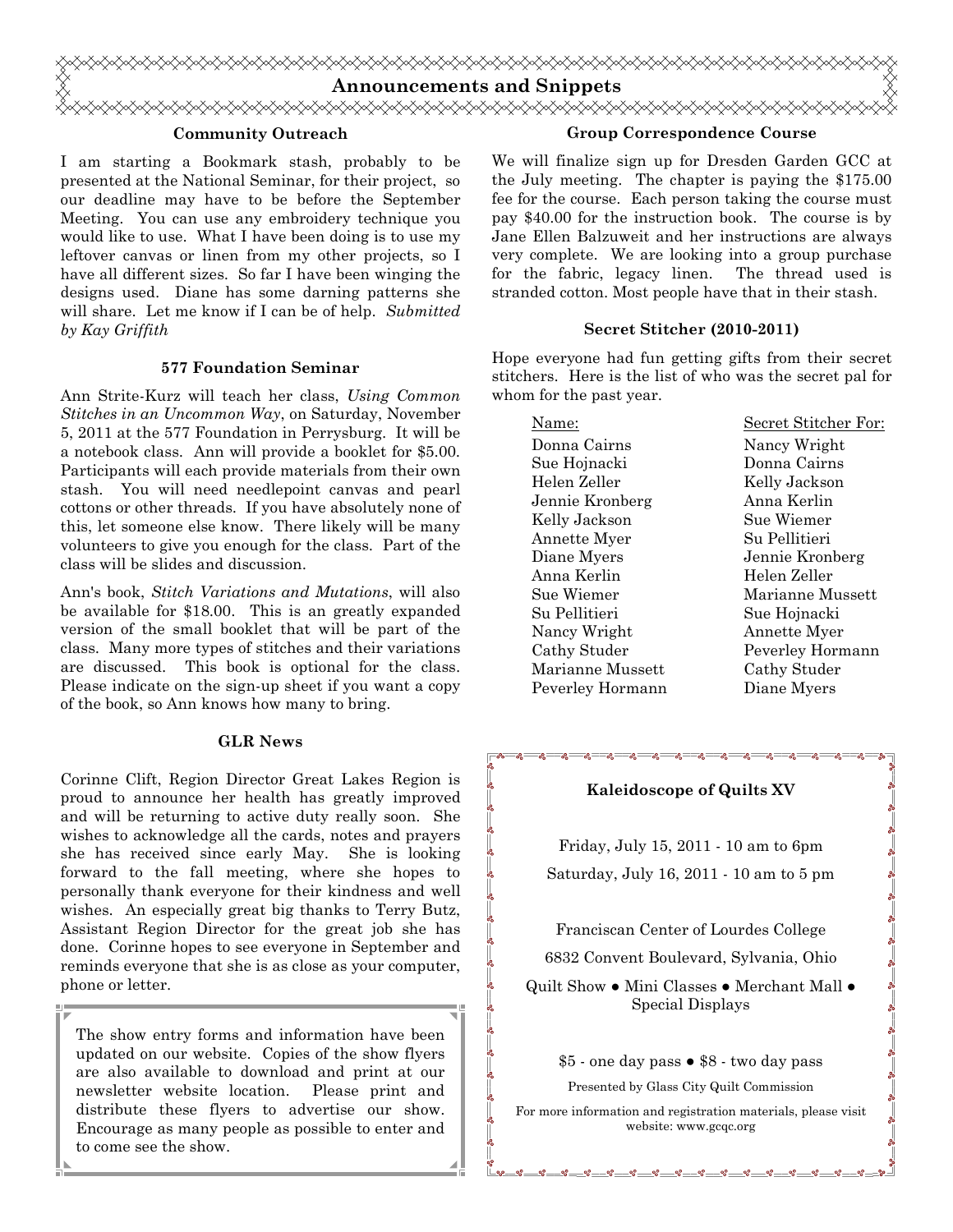# Announcements and Snippets

### Community Outreach

I am starting a Bookmark stash, probably to be presented at the National Seminar, for their project, so our deadline may have to be before the September Meeting. You can use any embroidery technique you would like to use. What I have been doing is to use my leftover canvas or linen from my other projects, so I have all different sizes. So far I have been winging the designs used. Diane has some darning patterns she will share. Let me know if I can be of help. *Submitted by Kay Griffith*

### 577 Foundation Seminar

Ann Strite-Kurz will teach her class, *Using Common Stitches in an Uncommon Way*, on Saturday, November 5, 2011 at the 577 Foundation in Perrysburg. It will be a notebook class. Ann will provide a booklet for $5.00. Participants will each provide materials from their own stash. You will need needlepoint canvas and pearl cottons or other threads. If you have absolutely none of this, let someone else know. There likely will be many volunteers to give you enough for the class. Part of the class will be slides and discussion.

Ann's book, *Stitch Variations and Mutations*, will also be available for $18.00. This is an greatly expanded version of the small booklet that will be part of the class. Many more types of stitches and their variations are discussed. This book is optional for the class. Please indicate on the sign-up sheet if you want a copy of the book, so Ann knows how many to bring.

### GLR News

Corinne Clift, Region Director Great Lakes Region is proud to announce her health has greatly improved and will be returning to active duty really soon. She wishes to acknowledge all the cards, notes and prayers she has received since early May. She is looking forward to the fall meeting, where she hopes to personally thank everyone for their kindness and well wishes. An especially great big thanks to Terry Butz, Assistant Region Director for the great job she has done. Corinne hopes to see everyone in September and reminds everyone that she is as close as your computer, phone or letter.

The show entry forms and information have been updated on our website. Copies of the show flyers are also available to download and print at our newsletter website location. Please print and distribute these flyers to advertise our show. Encourage as many people as possible to enter and to come see the show.

### Group Correspondence Course

We will finalize sign up for Dresden Garden GCC at the July meeting. The chapter is paying the $175.00 fee for the course. Each person taking the course must pay $40.00 for the instruction book. The course is by Jane Ellen Balzuweit and her instructions are always very complete. We are looking into a group purchase for the fabric, legacy linen. The thread used is stranded cotton. Most people have that in their stash.

### Secret Stitcher (2010-2011)

Hope everyone had fun getting gifts from their secret stitchers. Here is the list of who was the secret pal for whom for the past year.

| Name: | Secret Stitcher For: |
|---|---|
| Donna Cairns | Nancy Wright |
| Sue Hojnacki | Donna Cairns |
| Helen Zeller | Kelly Jackson |
| Jennie Kronberg | Anna Kerlin |
| Kelly Jackson | Sue Wiemer |
| Annette Myer | Su Pellitieri |
| Diane Myers | Jennie Kronberg |
| Anna Kerlin | Helen Zeller |
| Sue Wiemer | Marianne Mussett |
| Su Pellitieri | Sue Hojnacki |
| Nancy Wright | Annette Myer |
| Cathy Studer | Peverley Hormann |
| Marianne Mussett | Cathy Studer |
| Peverley Hormann | Diane Myers |

**Kaleidoscope of Quilts XV**

Friday, July 15, 2011 - 10 am to 6pm

Saturday, July 16, 2011 - 10 am to 5 pm

Franciscan Center of Lourdes College

6832 Convent Boulevard, Sylvania, Ohio

Quilt Show • Mini Classes • Merchant Mall • Special Displays

$5 - one day pass • $8 - two day pass

Presented by Glass City Quilt Commission

For more information and registration materials, please visit website: www.gcqc.org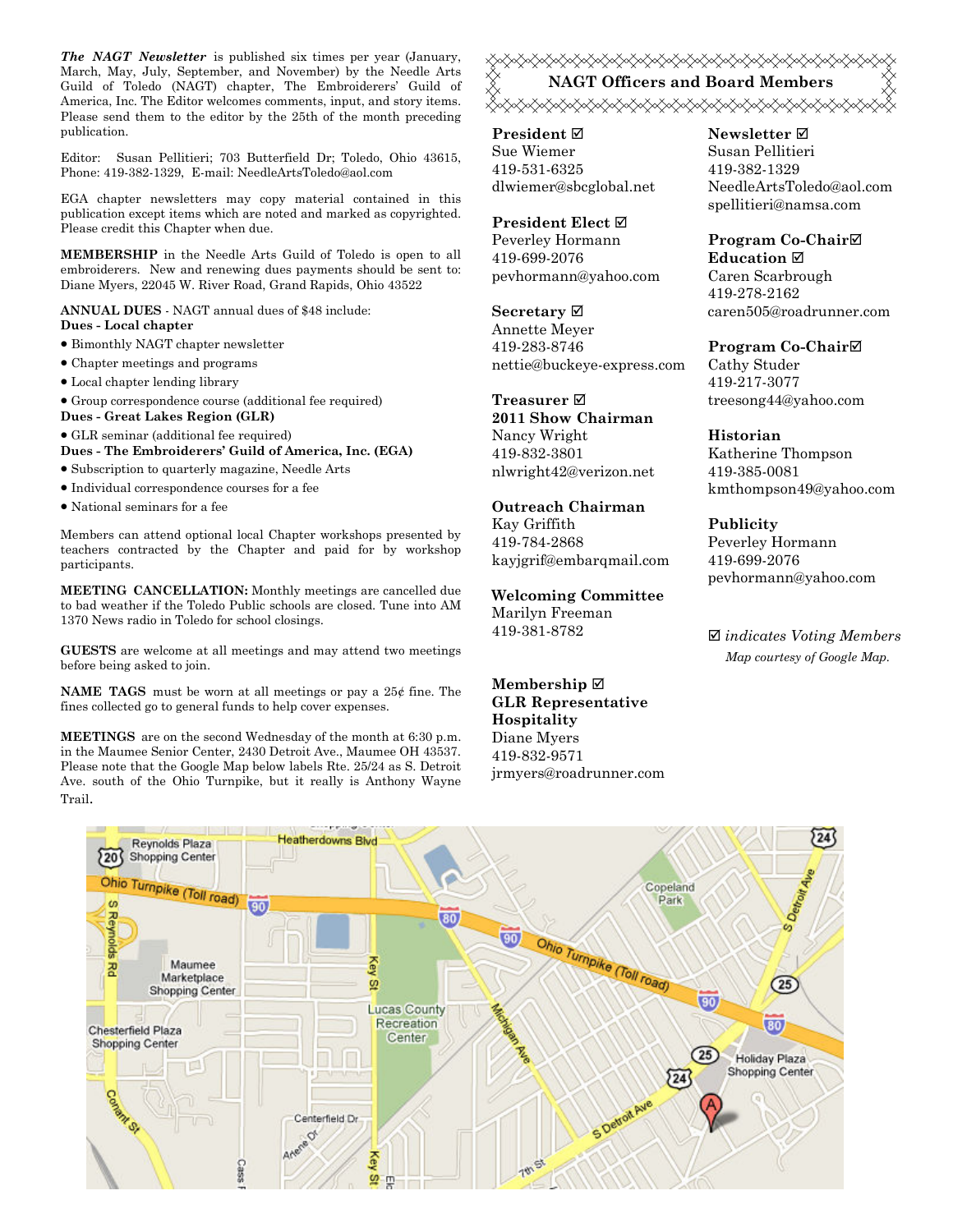***The NAGT Newsletter*** is published six times per year (January, March, May, July, September, and November) by the Needle Arts Guild of Toledo (NAGT) chapter, The Embroiderers' Guild of America, Inc. The Editor welcomes comments, input, and story items. Please send them to the editor by the 25th of the month preceding publication.

Editor: Susan Pellitieri; 703 Butterfield Dr; Toledo, Ohio 43615, Phone: 419-382-1329, E-mail: NeedleArtsToledo@aol.com

EGA chapter newsletters may copy material contained in this publication except items which are noted and marked as copyrighted. Please credit this Chapter when due.

**MEMBERSHIP** in the Needle Arts Guild of Toledo is open to all embroiderers. New and renewing dues payments should be sent to: Diane Myers, 22045 W. River Road, Grand Rapids, Ohio 43522

**ANNUAL DUES** - NAGT annual dues of $48 include:

**Dues - Local chapter**

- Bimonthly NAGT chapter newsletter
- Chapter meetings and programs
- Local chapter lending library
- Group correspondence course (additional fee required)

**Dues - Great Lakes Region (GLR)**

- GLR seminar (additional fee required)

**Dues - The Embroiderers' Guild of America, Inc. (EGA)**

- Subscription to quarterly magazine, Needle Arts
- Individual correspondence courses for a fee
- National seminars for a fee

Members can attend optional local Chapter workshops presented by teachers contracted by the Chapter and paid for by workshop participants.

**MEETING CANCELLATION:** Monthly meetings are cancelled due to bad weather if the Toledo Public schools are closed. Tune into AM 1370 News radio in Toledo for school closings.

**GUESTS** are welcome at all meetings and may attend two meetings before being asked to join.

**NAME TAGS** must be worn at all meetings or pay a 25¢ fine. The fines collected go to general funds to help cover expenses.

**MEETINGS** are on the second Wednesday of the month at 6:30 p.m. in the Maumee Senior Center, 2430 Detroit Ave., Maumee OH 43537. Please note that the Google Map below labels Rte. 25/24 as S. Detroit Ave. south of the Ohio Turnpike, but it really is Anthony Wayne Trail.

## NAGT Officers and Board Members

**President ☑**
Sue Wiemer
419-531-6325
dlwiemer@sbcglobal.net

**President Elect ☑**
Peverley Hormann
419-699-2076
pevhormann@yahoo.com

**Secretary ☑**
Annette Meyer
419-283-8746
nettie@buckeye-express.com

**Treasurer ☑**
**2011 Show Chairman**
Nancy Wright
419-832-3801
nlwright42@verizon.net

**Outreach Chairman**
Kay Griffith
419-784-2868
kayjgrif@embarqmail.com

**Welcoming Committee**
Marilyn Freeman
419-381-8782

**Membership ☑**
**GLR Representative**
**Hospitality**
Diane Myers
419-832-9571
jrmyers@roadrunner.com

**Newsletter ☑**
Susan Pellitieri
419-382-1329
NeedleArtsToledo@aol.com
spellitieri@namsa.com

**Program Co-Chair☑**
**Education ☑**
Caren Scarbrough
419-278-2162
caren505@roadrunner.com

**Program Co-Chair☑**
Cathy Studer
419-217-3077
treesong44@yahoo.com

**Historian**
Katherine Thompson
419-385-0081
kmthompson49@yahoo.com

**Publicity**
Peverley Hormann
419-699-2076
pevhormann@yahoo.com

☑ *indicates Voting Members*

*Map courtesy of Google Map.*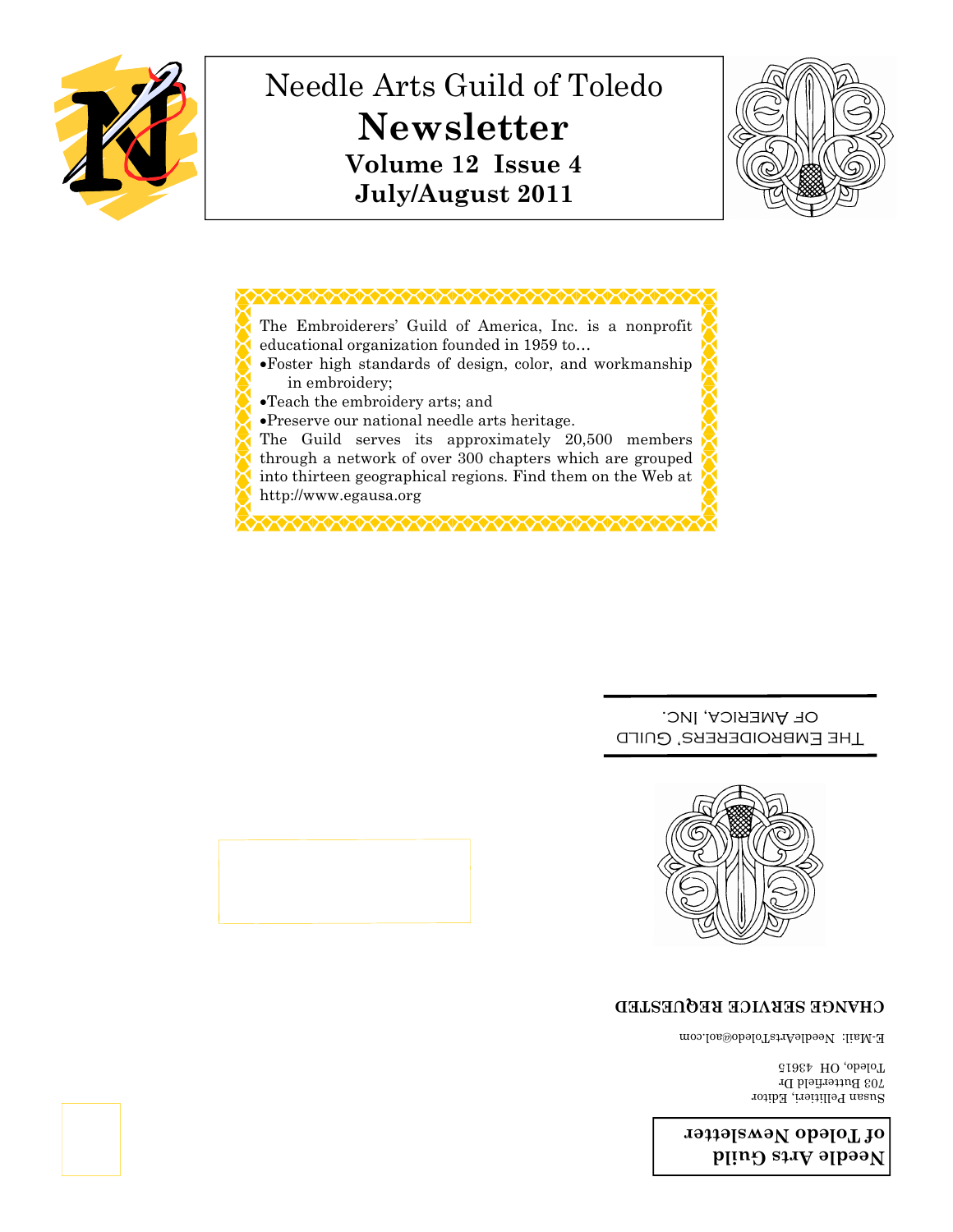# Needle Arts Guild of Toledo

# Newsletter

**Volume 12 Issue 4**

**July/August 2011**

The Embroiderers' Guild of America, Inc. is a nonprofit educational organization founded in 1959 to…

- Foster high standards of design, color, and workmanship in embroidery;
- Teach the embroidery arts; and
- Preserve our national needle arts heritage.

The Guild serves its approximately 20,500 members through a network of over 300 chapters which are grouped into thirteen geographical regions. Find them on the Web at http://www.egausa.org

THE EMBROIDERERS' GUILD OF AMERICA, INC.

**Needle Arts Guild of Toledo Newsletter**

Susan Pellitieri, Editor
703 Butterfield Dr
Toledo, OH 43615

E-Mail: NeedleArtsToledo@aol.com

**CHANGE SERVICE REQUESTED**